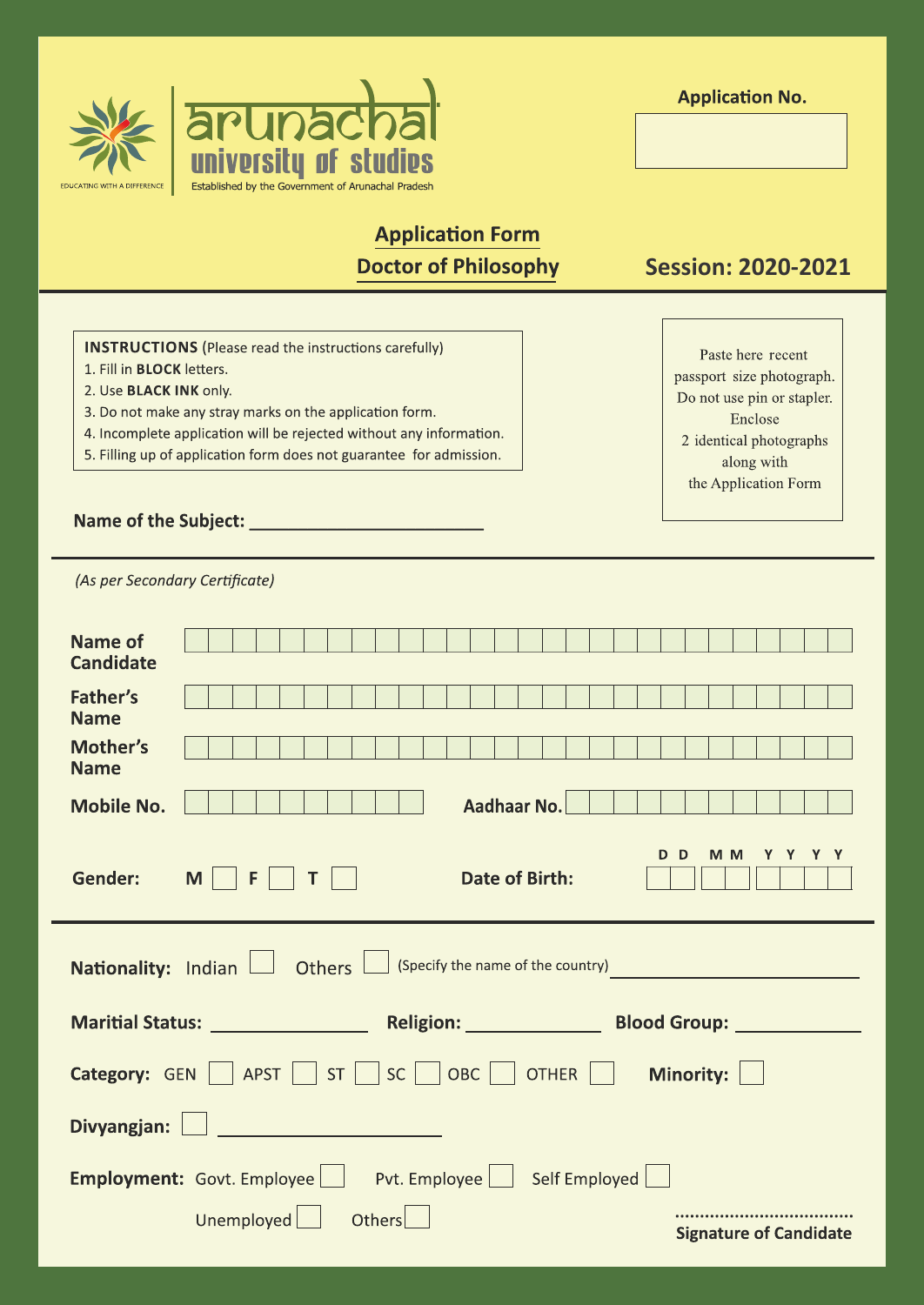arunachal
university of studies
EDUCATING WITH A DIFFERENCE
Established by the Government of Arunachal Pradesh

**Application No.** ____________

## Application Form
## Doctor of Philosophy

**Session: 2020-2021**

**INSTRUCTIONS** (Please read the instructions carefully)

1. Fill in **BLOCK** letters.
2. Use **BLACK INK** only.
3. Do not make any stray marks on the application form.
4. Incomplete application will be rejected without any information.
5. Filling up of application form does not guarantee for admission.

Paste here recent passport size photograph. Do not use pin or stapler. Enclose 2 identical photographs along with the Application Form

**Name of the Subject:** ____________________

*(As per Secondary Certificate)*

**Name of Candidate** ____________________

**Father's Name** ____________________

**Mother's Name** ____________________

**Mobile No.** ____________ **Aadhaar No.** ____________

**Gender:** M ☐ F ☐ T ☐ **Date of Birth:** D D M M Y Y Y Y

**Nationality:** Indian ☐ Others ☐ (Specify the name of the country) ____________

**Maritial Status:** ____________ **Religion:** ____________ **Blood Group:** ____________

**Category:** GEN ☐ APST ☐ ST ☐ SC ☐ OBC ☐ OTHER ☐ **Minority:** ☐

**Divyangjan:** ☐ ____________________

**Employment:** Govt. Employee ☐ Pvt. Employee ☐ Self Employed ☐ Unemployed ☐ Others ☐

....................................
**Signature of Candidate**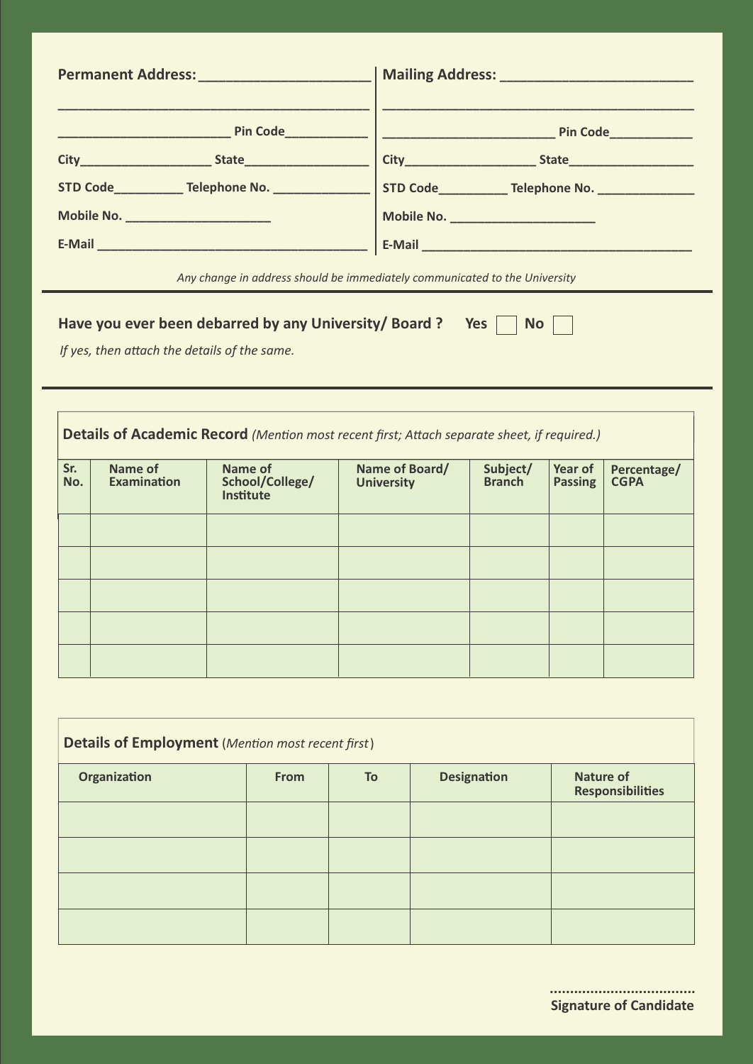| Permanent Address: ______________________ | Mailing Address: ________________________ |
|---|---|
| ___________________________________________ | ___________________________________________ |
| ________________________ Pin Code___________ | ________________________ Pin Code___________ |
| City__________________ State_________________ | City__________________ State_________________ |
| STD Code_________ Telephone No. _____________ | STD Code_________ Telephone No. _____________ |
| Mobile No. ____________________ | Mobile No. ____________________ |
| E-Mail ______________________________________ | E-Mail ______________________________________ |

*Any change in address should be immediately communicated to the University*

**Have you ever been debarred by any University/ Board ?** **Yes** ☐ **No** ☐

*If yes, then attach the details of the same.*

**Details of Academic Record** *(Mention most recent first; Attach separate sheet, if required.)*

| Sr. No. | Name of Examination | Name of School/College/ Institute | Name of Board/ University | Subject/ Branch | Year of Passing | Percentage/ CGPA |
|---|---|---|---|---|---|---|
| | | | | | | |
| | | | | | | |
| | | | | | | |
| | | | | | | |
| | | | | | | |

**Details of Employment** (*Mention most recent first*)

| Organization | From | To | Designation | Nature of Responsibilities |
|---|---|---|---|---|
| | | | | |
| | | | | |
| | | | | |
| | | | | |

..................................

**Signature of Candidate**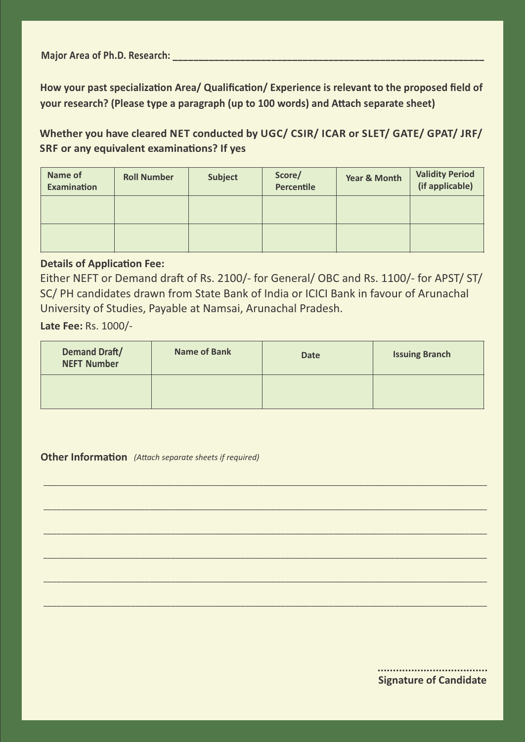**Major Area of Ph.D. Research:** ____________________________________________________________

**How your past specialization Area/ Qualification/ Experience is relevant to the proposed field of your research? (Please type a paragraph (up to 100 words) and Attach separate sheet)**

**Whether you have cleared NET conducted by UGC/ CSIR/ ICAR or SLET/ GATE/ GPAT/ JRF/ SRF or any equivalent examinations? If yes**

| Name of Examination | Roll Number | Subject | Score/ Percentile | Year & Month | Validity Period (if applicable) |
|---|---|---|---|---|---|
| | | | | | |
| | | | | | |

**Details of Application Fee:**

Either NEFT or Demand draft of Rs. 2100/- for General/ OBC and Rs. 1100/- for APST/ ST/ SC/ PH candidates drawn from State Bank of India or ICICI Bank in favour of Arunachal University of Studies, Payable at Namsai, Arunachal Pradesh.

**Late Fee:** Rs. 1000/-

| Demand Draft/ NEFT Number | Name of Bank | Date | Issuing Branch |
|---|---|---|---|
| | | | |

**Other Information** *(Attach separate sheets if required)*

________________________________________________________________________________

________________________________________________________________________________

________________________________________________________________________________

________________________________________________________________________________

________________________________________________________________________________

________________________________________________________________________________

..................................

**Signature of Candidate**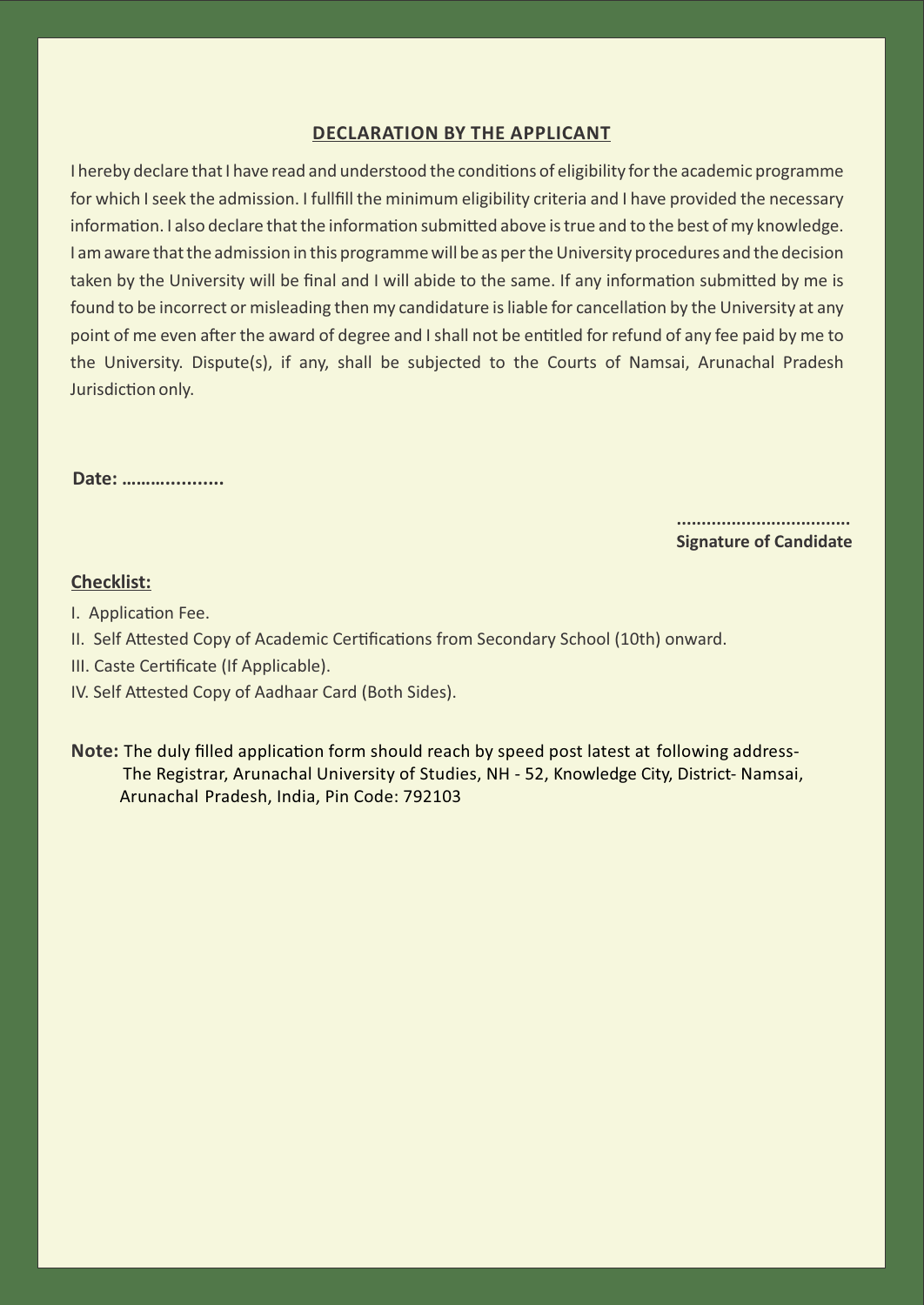## DECLARATION BY THE APPLICANT

I hereby declare that I have read and understood the conditions of eligibility for the academic programme for which I seek the admission. I fullfill the minimum eligibility criteria and I have provided the necessary information. I also declare that the information submitted above is true and to the best of my knowledge. I am aware that the admission in this programme will be as per the University procedures and the decision taken by the University will be final and I will abide to the same. If any information submitted by me is found to be incorrect or misleading then my candidature is liable for cancellation by the University at any point of me even after the award of degree and I shall not be entitled for refund of any fee paid by me to the University. Dispute(s), if any, shall be subjected to the Courts of Namsai, Arunachal Pradesh Jurisdiction only.

**Date: ……..............**

**..................................**
**Signature of Candidate**

**Checklist:**

I. Application Fee.
II. Self Attested Copy of Academic Certifications from Secondary School (10th) onward.
III. Caste Certificate (If Applicable).
IV. Self Attested Copy of Aadhaar Card (Both Sides).

**Note:** The duly filled application form should reach by speed post latest at following address-
The Registrar, Arunachal University of Studies, NH - 52, Knowledge City, District- Namsai, Arunachal Pradesh, India, Pin Code: 792103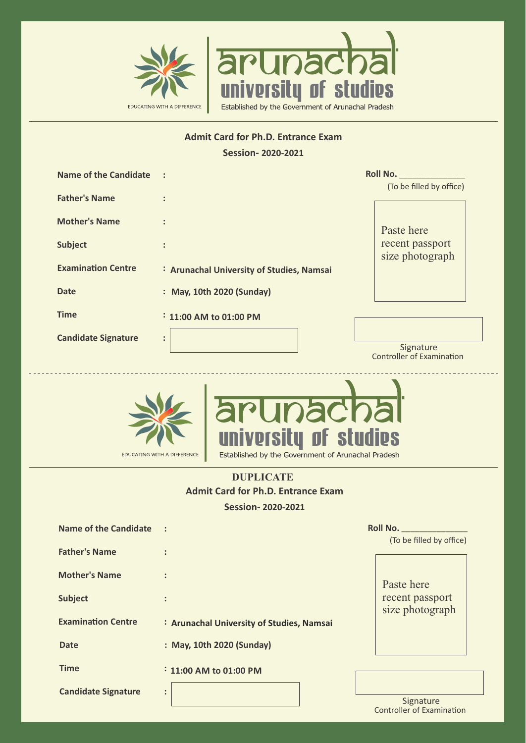EDUCATING WITH A DIFFERENCE

# arunachal university of studies

Established by the Government of Arunachal Pradesh

---

## Admit Card for Ph.D. Entrance Exam

**Session- 2020-2021**

**Roll No.** ______________
(To be filled by office)

**Name of the Candidate** :

**Father's Name** :

**Mother's Name** :

**Subject** :

**Examination Centre** : **Arunachal University of Studies, Namsai**

**Date** : **May, 10th 2020 (Sunday)**

**Time** : **11:00 AM to 01:00 PM**

**Candidate Signature** :

Paste here recent passport size photograph

Signature
Controller of Examination

- - - - - - - - - - - - - - - - - - - - - - - - - - - - - - - - - - - -

EDUCATING WITH A DIFFERENCE

# arunachal university of studies

Established by the Government of Arunachal Pradesh

---

**DUPLICATE**

## Admit Card for Ph.D. Entrance Exam

**Session- 2020-2021**

**Roll No.** ______________
(To be filled by office)

**Name of the Candidate** :

**Father's Name** :

**Mother's Name** :

**Subject** :

**Examination Centre** : **Arunachal University of Studies, Namsai**

**Date** : **May, 10th 2020 (Sunday)**

**Time** : **11:00 AM to 01:00 PM**

**Candidate Signature** :

Paste here recent passport size photograph

Signature
Controller of Examination